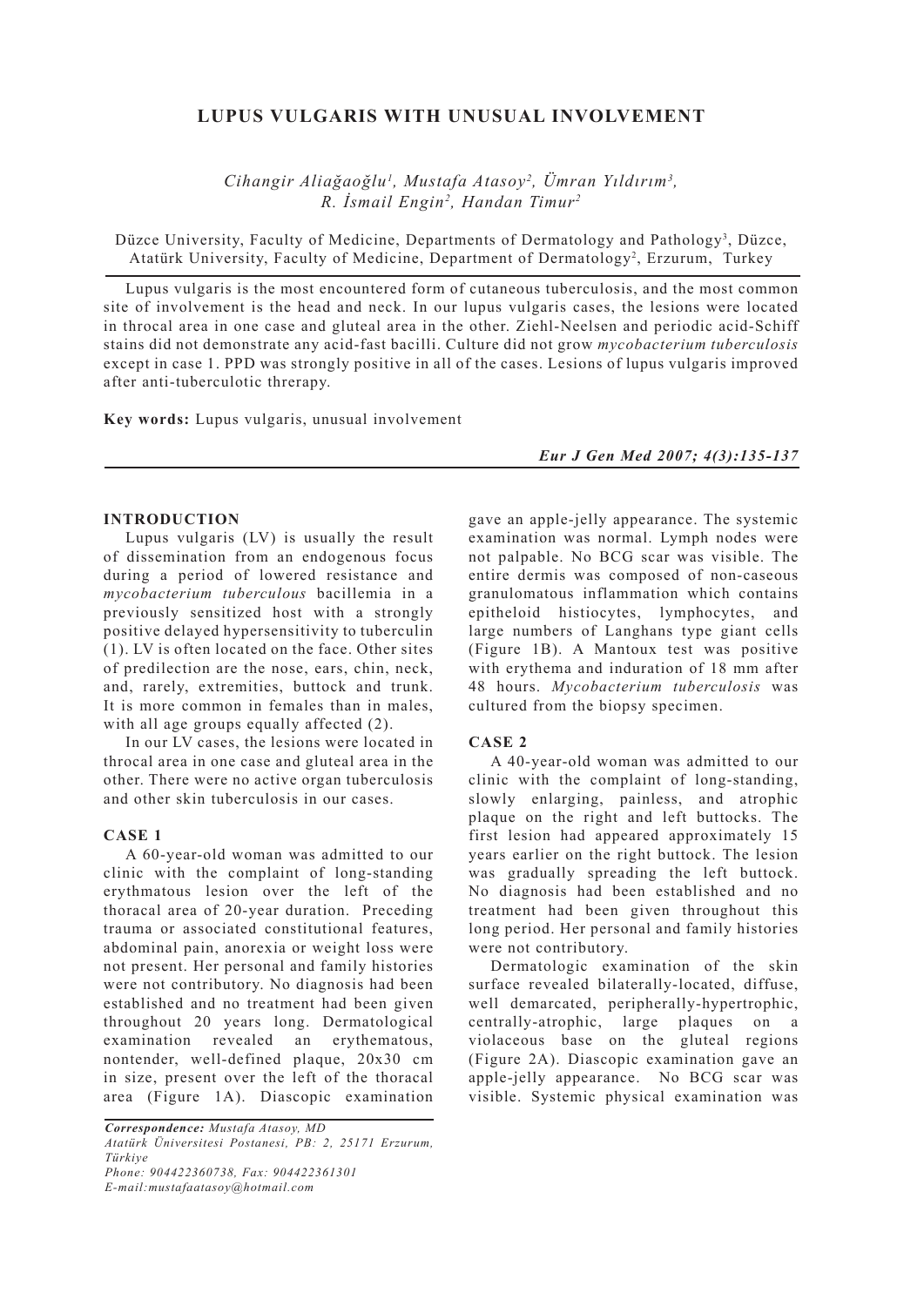# LUPUS VULGARIS WITH UNUSUAL INVOLVEMENT

*Cihangir Aliağaoğlu[1], Mustafa Atasoy[2], Ümran Yıldırım[3], R. İsmail Engin[2], Handan Timur[2]*

Düzce University, Faculty of Medicine, Departments of Dermatology and Pathology[3], Düzce, Atatürk University, Faculty of Medicine, Department of Dermatology[2], Erzurum, Turkey

Lupus vulgaris is the most encountered form of cutaneous tuberculosis, and the most common site of involvement is the head and neck. In our lupus vulgaris cases, the lesions were located in throcal area in one case and gluteal area in the other. Ziehl-Neelsen and periodic acid-Schiff stains did not demonstrate any acid-fast bacilli. Culture did not grow *mycobacterium tuberculosis* except in case 1. PPD was strongly positive in all of the cases. Lesions of lupus vulgaris improved after anti-tuberculotic threrapy.

**Key words:** Lupus vulgaris, unusual involvement

*Eur J Gen Med 2007; 4(3):135-137*

## INTRODUCTION

Lupus vulgaris (LV) is usually the result of dissemination from an endogenous focus during a period of lowered resistance and *mycobacterium tuberculous* bacillemia in a previously sensitized host with a strongly positive delayed hypersensitivity to tuberculin (1). LV is often located on the face. Other sites of predilection are the nose, ears, chin, neck, and, rarely, extremities, buttock and trunk. It is more common in females than in males, with all age groups equally affected (2).

In our LV cases, the lesions were located in throcal area in one case and gluteal area in the other. There were no active organ tuberculosis and other skin tuberculosis in our cases.

## CASE 1

A 60-year-old woman was admitted to our clinic with the complaint of long-standing erythmatous lesion over the left of the thoracal area of 20-year duration. Preceding trauma or associated constitutional features, abdominal pain, anorexia or weight loss were not present. Her personal and family histories were not contributory. No diagnosis had been established and no treatment had been given throughout 20 years long. Dermatological examination revealed an erythematous, nontender, well-defined plaque, 20x30 cm in size, present over the left of the thoracal area (Figure 1A). Diascopic examination gave an apple-jelly appearance. The systemic examination was normal. Lymph nodes were not palpable. No BCG scar was visible. The entire dermis was composed of non-caseous granulomatous inflammation which contains epitheloid histiocytes, lymphocytes, and large numbers of Langhans type giant cells (Figure 1B). A Mantoux test was positive with erythema and induration of 18 mm after 48 hours. *Mycobacterium tuberculosis* was cultured from the biopsy specimen.

## CASE 2

A 40-year-old woman was admitted to our clinic with the complaint of long-standing, slowly enlarging, painless, and atrophic plaque on the right and left buttocks. The first lesion had appeared approximately 15 years earlier on the right buttock. The lesion was gradually spreading the left buttock. No diagnosis had been established and no treatment had been given throughout this long period. Her personal and family histories were not contributory.

Dermatologic examination of the skin surface revealed bilaterally-located, diffuse, well demarcated, peripherally-hypertrophic, centrally-atrophic, large plaques on a violaceous base on the gluteal regions (Figure 2A). Diascopic examination gave an apple-jelly appearance. No BCG scar was visible. Systemic physical examination was

*Correspondence: Mustafa Atasoy, MD*
*Atatürk Üniversitesi Postanesi, PB: 2, 25171 Erzurum, Türkiye*
*Phone: 904422360738, Fax: 904422361301*
*E-mail:mustafaatasoy@hotmail.com*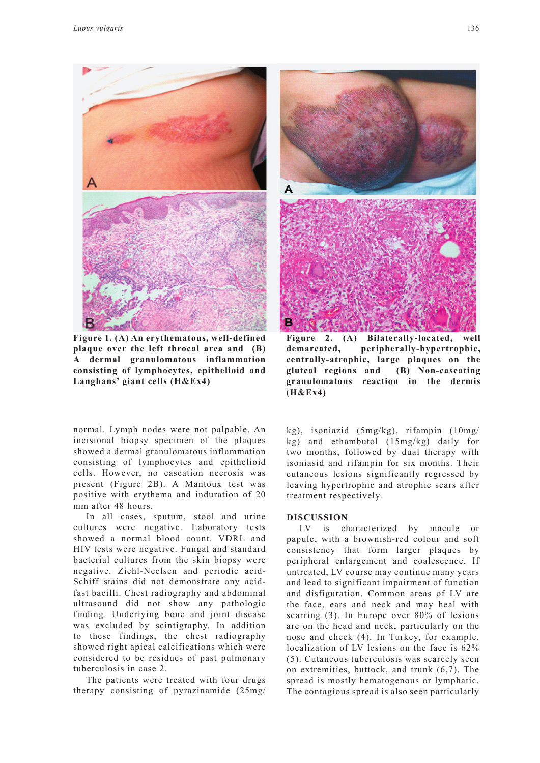**Figure 1. (A) An erythematous, well-defined plaque over the left throcal area and (B) A dermal granulomatous inflammation consisting of lymphocytes, epithelioid and Langhans' giant cells (H&Ex4)**

**Figure 2. (A) Bilaterally-located, well demarcated, peripherally-hypertrophic, centrally-atrophic, large plaques on the gluteal regions and (B) Non-caseating granulomatous reaction in the dermis (H&Ex4)**

normal. Lymph nodes were not palpable. An incisional biopsy specimen of the plaques showed a dermal granulomatous inflammation consisting of lymphocytes and epithelioid cells. However, no caseation necrosis was present (Figure 2B). A Mantoux test was positive with erythema and induration of 20 mm after 48 hours.

In all cases, sputum, stool and urine cultures were negative. Laboratory tests showed a normal blood count. VDRL and HIV tests were negative. Fungal and standard bacterial cultures from the skin biopsy were negative. Ziehl-Neelsen and periodic acid-Schiff stains did not demonstrate any acid-fast bacilli. Chest radiography and abdominal ultrasound did not show any pathologic finding. Underlying bone and joint disease was excluded by scintigraphy. In addition to these findings, the chest radiography showed right apical calcifications which were considered to be residues of past pulmonary tuberculosis in case 2.

The patients were treated with four drugs therapy consisting of pyrazinamide (25mg/kg), isoniazid (5mg/kg), rifampin (10mg/kg) and ethambutol (15mg/kg) daily for two months, followed by dual therapy with isoniasid and rifampin for six months. Their cutaneous lesions significantly regressed by leaving hypertrophic and atrophic scars after treatment respectively.

## DISCUSSION

LV is characterized by macule or papule, with a brownish-red colour and soft consistency that form larger plaques by peripheral enlargement and coalescence. If untreated, LV course may continue many years and lead to significant impairment of function and disfiguration. Common areas of LV are the face, ears and neck and may heal with scarring (3). In Europe over 80% of lesions are on the head and neck, particularly on the nose and cheek (4). In Turkey, for example, localization of LV lesions on the face is 62% (5). Cutaneous tuberculosis was scarcely seen on extremities, buttock, and trunk (6,7). The spread is mostly hematogenous or lymphatic. The contagious spread is also seen particularly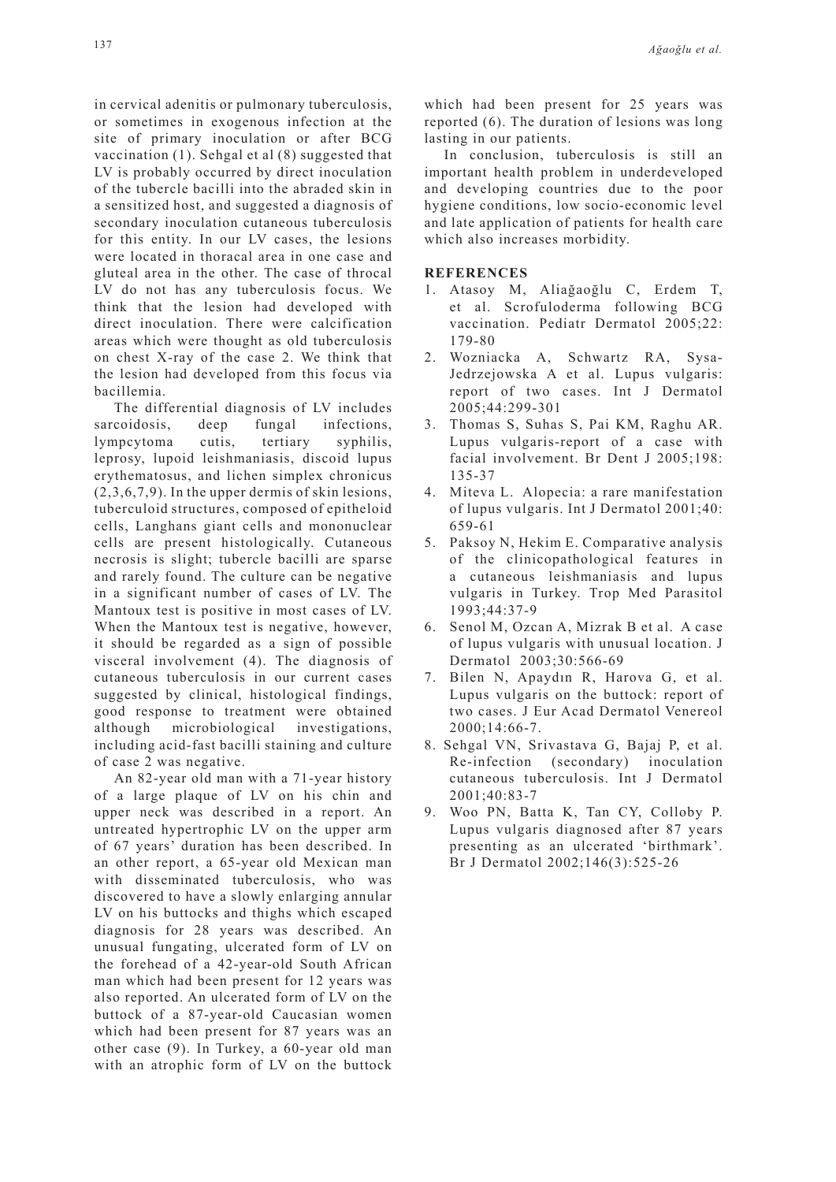in cervical adenitis or pulmonary tuberculosis, or sometimes in exogenous infection at the site of primary inoculation or after BCG vaccination (1). Sehgal et al (8) suggested that LV is probably occurred by direct inoculation of the tubercle bacilli into the abraded skin in a sensitized host, and suggested a diagnosis of secondary inoculation cutaneous tuberculosis for this entity. In our LV cases, the lesions were located in thoracal area in one case and gluteal area in the other. The case of throcal LV do not has any tuberculosis focus. We think that the lesion had developed with direct inoculation. There were calcification areas which were thought as old tuberculosis on chest X-ray of the case 2. We think that the lesion had developed from this focus via bacillemia.

The differential diagnosis of LV includes sarcoidosis, deep fungal infections, lympcytoma cutis, tertiary syphilis, leprosy, lupoid leishmaniasis, discoid lupus erythematosus, and lichen simplex chronicus (2,3,6,7,9). In the upper dermis of skin lesions, tuberculoid structures, composed of epitheloid cells, Langhans giant cells and mononuclear cells are present histologically. Cutaneous necrosis is slight; tubercle bacilli are sparse and rarely found. The culture can be negative in a significant number of cases of LV. The Mantoux test is positive in most cases of LV. When the Mantoux test is negative, however, it should be regarded as a sign of possible visceral involvement (4). The diagnosis of cutaneous tuberculosis in our current cases suggested by clinical, histological findings, good response to treatment were obtained although microbiological investigations, including acid-fast bacilli staining and culture of case 2 was negative.

An 82-year old man with a 71-year history of a large plaque of LV on his chin and upper neck was described in a report. An untreated hypertrophic LV on the upper arm of 67 years' duration has been described. In an other report, a 65-year old Mexican man with disseminated tuberculosis, who was discovered to have a slowly enlarging annular LV on his buttocks and thighs which escaped diagnosis for 28 years was described. An unusual fungating, ulcerated form of LV on the forehead of a 42-year-old South African man which had been present for 12 years was also reported. An ulcerated form of LV on the buttock of a 87-year-old Caucasian women which had been present for 87 years was an other case (9). In Turkey, a 60-year old man with an atrophic form of LV on the buttock which had been present for 25 years was reported (6). The duration of lesions was long lasting in our patients.

In conclusion, tuberculosis is still an important health problem in underdeveloped and developing countries due to the poor hygiene conditions, low socio-economic level and late application of patients for health care which also increases morbidity.

## REFERENCES

1. Atasoy M, Aliağaoğlu C, Erdem T, et al. Scrofuloderma following BCG vaccination. Pediatr Dermatol 2005;22: 179-80
2. Wozniacka A, Schwartz RA, Sysa-Jedrzejowska A et al. Lupus vulgaris: report of two cases. Int J Dermatol 2005;44:299-301
3. Thomas S, Suhas S, Pai KM, Raghu AR. Lupus vulgaris-report of a case with facial involvement. Br Dent J 2005;198: 135-37
4. Miteva L. Alopecia: a rare manifestation of lupus vulgaris. Int J Dermatol 2001;40: 659-61
5. Paksoy N, Hekim E. Comparative analysis of the clinicopathological features in a cutaneous leishmaniasis and lupus vulgaris in Turkey. Trop Med Parasitol 1993;44:37-9
6. Senol M, Ozcan A, Mizrak B et al. A case of lupus vulgaris with unusual location. J Dermatol 2003;30:566-69
7. Bilen N, Apaydın R, Harova G, et al. Lupus vulgaris on the buttock: report of two cases. J Eur Acad Dermatol Venereol 2000;14:66-7.
8. Sehgal VN, Srivastava G, Bajaj P, et al. Re-infection (secondary) inoculation cutaneous tuberculosis. Int J Dermatol 2001;40:83-7
9. Woo PN, Batta K, Tan CY, Colloby P. Lupus vulgaris diagnosed after 87 years presenting as an ulcerated 'birthmark'. Br J Dermatol 2002;146(3):525-26